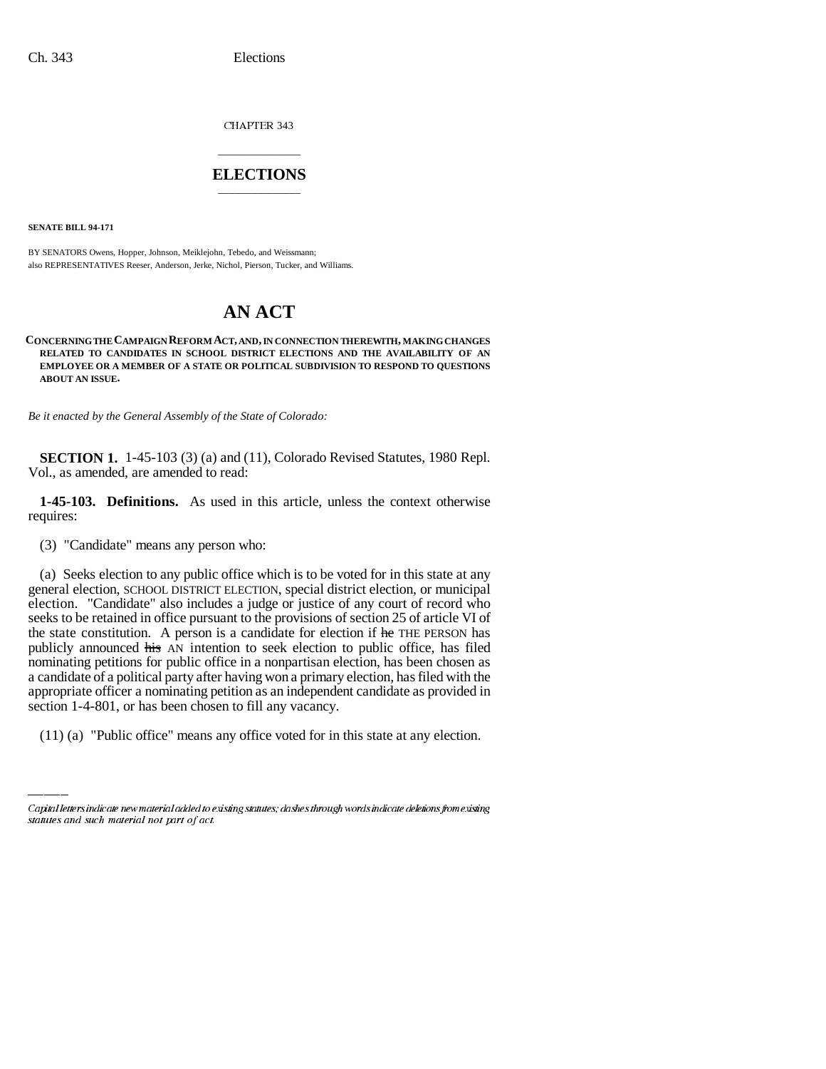CHAPTER 343

# ELECTIONS

**SENATE BILL 94-171**

BY SENATORS Owens, Hopper, Johnson, Meiklejohn, Tebedo, and Weissmann;
also REPRESENTATIVES Reeser, Anderson, Jerke, Nichol, Pierson, Tucker, and Williams.

# AN ACT

**CONCERNING THE CAMPAIGN REFORM ACT, AND, IN CONNECTION THEREWITH, MAKING CHANGES RELATED TO CANDIDATES IN SCHOOL DISTRICT ELECTIONS AND THE AVAILABILITY OF AN EMPLOYEE OR A MEMBER OF A STATE OR POLITICAL SUBDIVISION TO RESPOND TO QUESTIONS ABOUT AN ISSUE.**

*Be it enacted by the General Assembly of the State of Colorado:*

**SECTION 1.** 1-45-103 (3) (a) and (11), Colorado Revised Statutes, 1980 Repl. Vol., as amended, are amended to read:

**1-45-103. Definitions.** As used in this article, unless the context otherwise requires:

(3) "Candidate" means any person who:

(a) Seeks election to any public office which is to be voted for in this state at any general election, SCHOOL DISTRICT ELECTION, special district election, or municipal election. "Candidate" also includes a judge or justice of any court of record who seeks to be retained in office pursuant to the provisions of section 25 of article VI of the state constitution. A person is a candidate for election if ~~he~~ THE PERSON has publicly announced ~~his~~ AN intention to seek election to public office, has filed nominating petitions for public office in a nonpartisan election, has been chosen as a candidate of a political party after having won a primary election, has filed with the appropriate officer a nominating petition as an independent candidate as provided in section 1-4-801, or has been chosen to fill any vacancy.

(11) (a) "Public office" means any office voted for in this state at any election.

Capital letters indicate new material added to existing statutes; dashes through words indicate deletions from existing statutes and such material not part of act.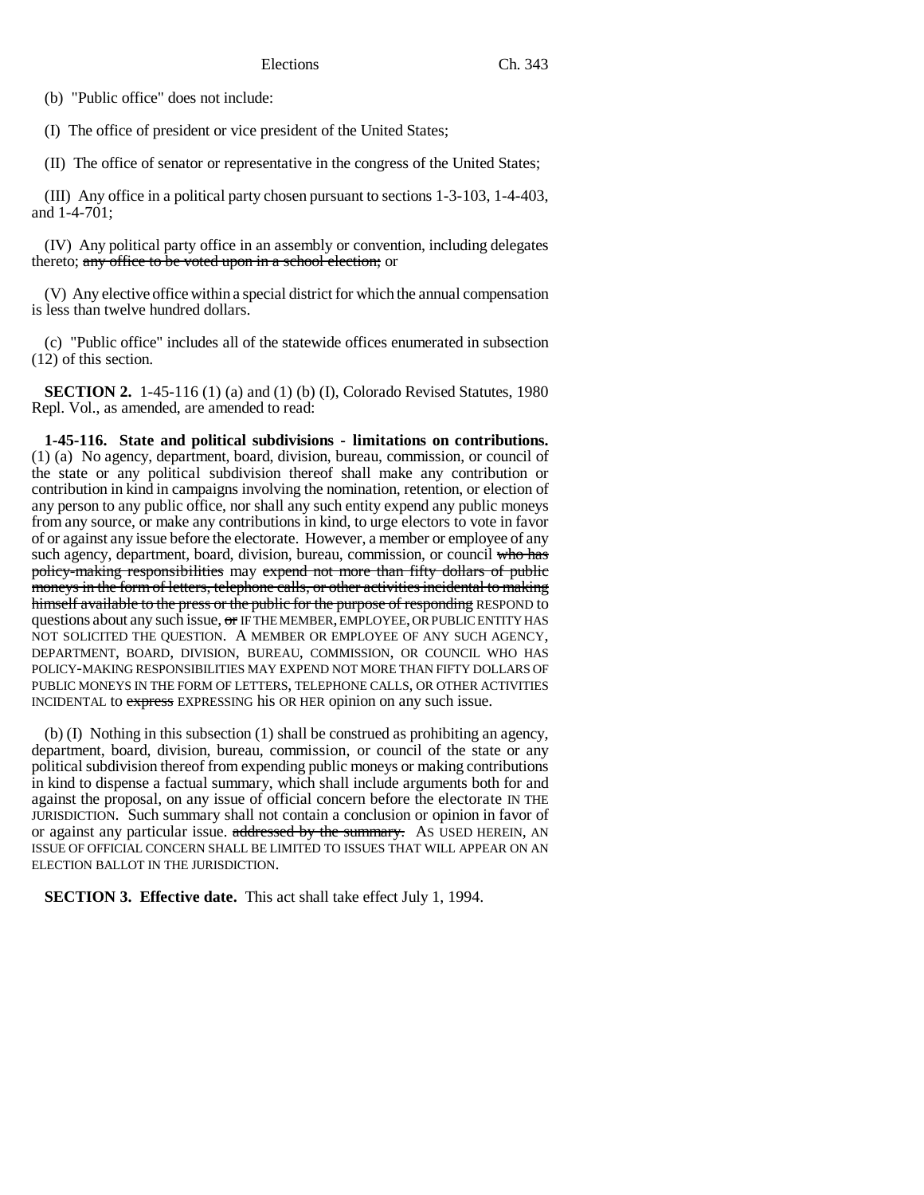(b) "Public office" does not include:

(I) The office of president or vice president of the United States;

(II) The office of senator or representative in the congress of the United States;

(III) Any office in a political party chosen pursuant to sections 1-3-103, 1-4-403, and 1-4-701;

(IV) Any political party office in an assembly or convention, including delegates thereto; ~~any office to be voted upon in a school election;~~ or

(V) Any elective office within a special district for which the annual compensation is less than twelve hundred dollars.

(c) "Public office" includes all of the statewide offices enumerated in subsection (12) of this section.

**SECTION 2.** 1-45-116 (1) (a) and (1) (b) (I), Colorado Revised Statutes, 1980 Repl. Vol., as amended, are amended to read:

**1-45-116. State and political subdivisions - limitations on contributions.** (1) (a) No agency, department, board, division, bureau, commission, or council of the state or any political subdivision thereof shall make any contribution or contribution in kind in campaigns involving the nomination, retention, or election of any person to any public office, nor shall any such entity expend any public moneys from any source, or make any contributions in kind, to urge electors to vote in favor of or against any issue before the electorate. However, a member or employee of any such agency, department, board, division, bureau, commission, or council ~~who has policy-making responsibilities~~ may ~~expend not more than fifty dollars of public moneys in the form of letters, telephone calls, or other activities incidental to making himself available to the press or the public for the purpose of responding~~ RESPOND to questions about any such issue, ~~or~~ IF THE MEMBER, EMPLOYEE, OR PUBLIC ENTITY HAS NOT SOLICITED THE QUESTION. A MEMBER OR EMPLOYEE OF ANY SUCH AGENCY, DEPARTMENT, BOARD, DIVISION, BUREAU, COMMISSION, OR COUNCIL WHO HAS POLICY-MAKING RESPONSIBILITIES MAY EXPEND NOT MORE THAN FIFTY DOLLARS OF PUBLIC MONEYS IN THE FORM OF LETTERS, TELEPHONE CALLS, OR OTHER ACTIVITIES INCIDENTAL to ~~express~~ EXPRESSING his OR HER opinion on any such issue.

(b) (I) Nothing in this subsection (1) shall be construed as prohibiting an agency, department, board, division, bureau, commission, or council of the state or any political subdivision thereof from expending public moneys or making contributions in kind to dispense a factual summary, which shall include arguments both for and against the proposal, on any issue of official concern before the electorate IN THE JURISDICTION. Such summary shall not contain a conclusion or opinion in favor of or against any particular issue. ~~addressed by the summary.~~ AS USED HEREIN, AN ISSUE OF OFFICIAL CONCERN SHALL BE LIMITED TO ISSUES THAT WILL APPEAR ON AN ELECTION BALLOT IN THE JURISDICTION.

**SECTION 3. Effective date.** This act shall take effect July 1, 1994.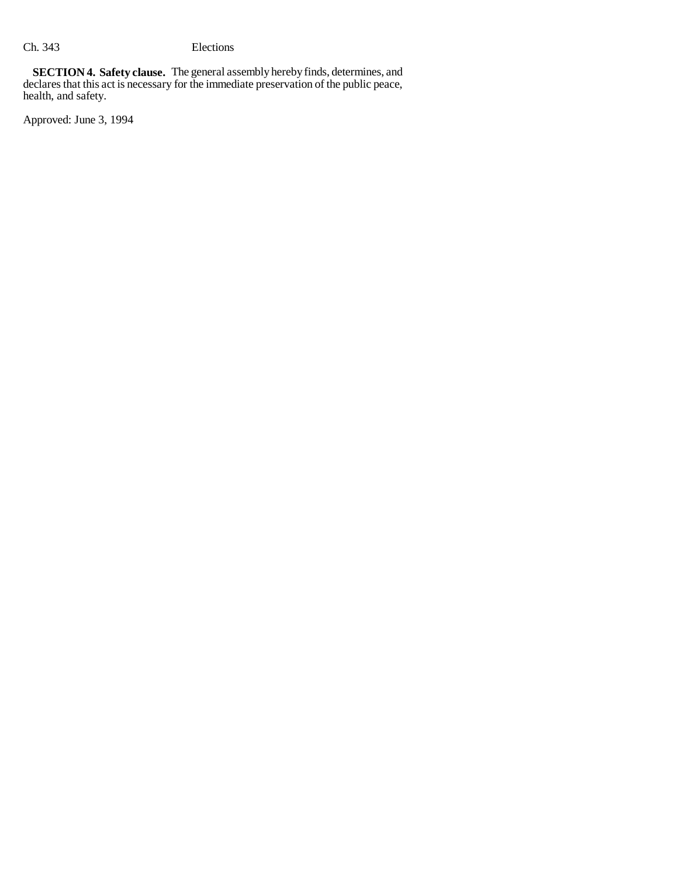**SECTION 4. Safety clause.** The general assembly hereby finds, determines, and declares that this act is necessary for the immediate preservation of the public peace, health, and safety.

Approved: June 3, 1994